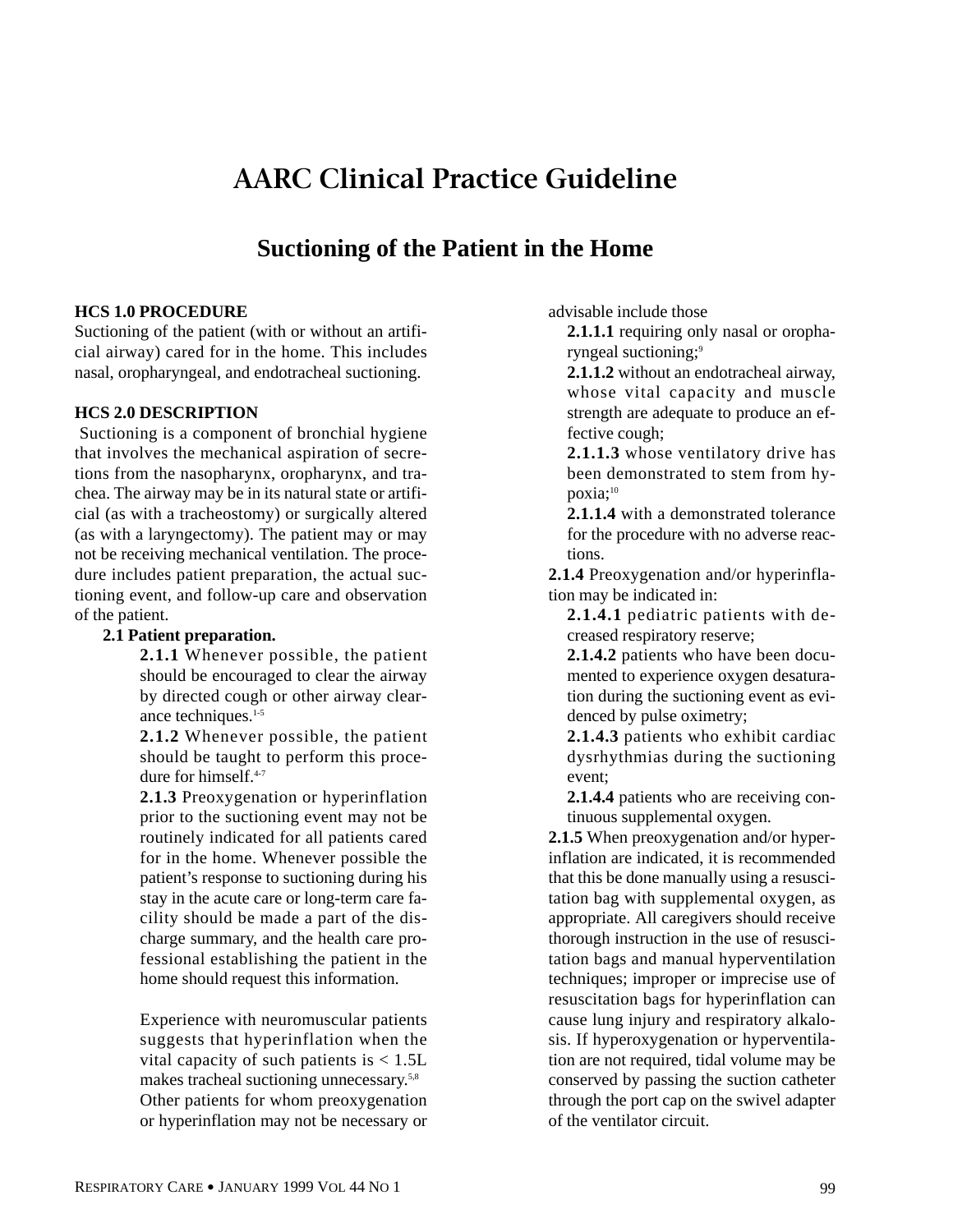# AARC Clinical Practice Guideline

## Suctioning of the Patient in the Home

**HCS 1.0 PROCEDURE**

Suctioning of the patient (with or without an artificial airway) cared for in the home. This includes nasal, oropharyngeal, and endotracheal suctioning.

**HCS 2.0 DESCRIPTION**

Suctioning is a component of bronchial hygiene that involves the mechanical aspiration of secretions from the nasopharynx, oropharynx, and trachea. The airway may be in its natural state or artificial (as with a tracheostomy) or surgically altered (as with a laryngectomy). The patient may or may not be receiving mechanical ventilation. The procedure includes patient preparation, the actual suctioning event, and follow-up care and observation of the patient.

**2.1 Patient preparation.**

**2.1.1** Whenever possible, the patient should be encouraged to clear the airway by directed cough or other airway clearance techniques.[1-5]

**2.1.2** Whenever possible, the patient should be taught to perform this procedure for himself.[4-7]

**2.1.3** Preoxygenation or hyperinflation prior to the suctioning event may not be routinely indicated for all patients cared for in the home. Whenever possible the patient's response to suctioning during his stay in the acute care or long-term care facility should be made a part of the discharge summary, and the health care professional establishing the patient in the home should request this information.

Experience with neuromuscular patients suggests that hyperinflation when the vital capacity of such patients is < 1.5L makes tracheal suctioning unnecessary.[5,8] Other patients for whom preoxygenation or hyperinflation may not be necessary or advisable include those

**2.1.1.1** requiring only nasal or oropharyngeal suctioning;[9]

**2.1.1.2** without an endotracheal airway, whose vital capacity and muscle strength are adequate to produce an effective cough;

**2.1.1.3** whose ventilatory drive has been demonstrated to stem from hypoxia;[10]

**2.1.1.4** with a demonstrated tolerance for the procedure with no adverse reactions.

**2.1.4** Preoxygenation and/or hyperinflation may be indicated in:

**2.1.4.1** pediatric patients with decreased respiratory reserve;

**2.1.4.2** patients who have been documented to experience oxygen desaturation during the suctioning event as evidenced by pulse oximetry;

**2.1.4.3** patients who exhibit cardiac dysrhythmias during the suctioning event;

**2.1.4.4** patients who are receiving continuous supplemental oxygen.

**2.1.5** When preoxygenation and/or hyperinflation are indicated, it is recommended that this be done manually using a resuscitation bag with supplemental oxygen, as appropriate. All caregivers should receive thorough instruction in the use of resuscitation bags and manual hyperventilation techniques; improper or imprecise use of resuscitation bags for hyperinflation can cause lung injury and respiratory alkalosis. If hyperoxygenation or hyperventilation are not required, tidal volume may be conserved by passing the suction catheter through the port cap on the swivel adapter of the ventilator circuit.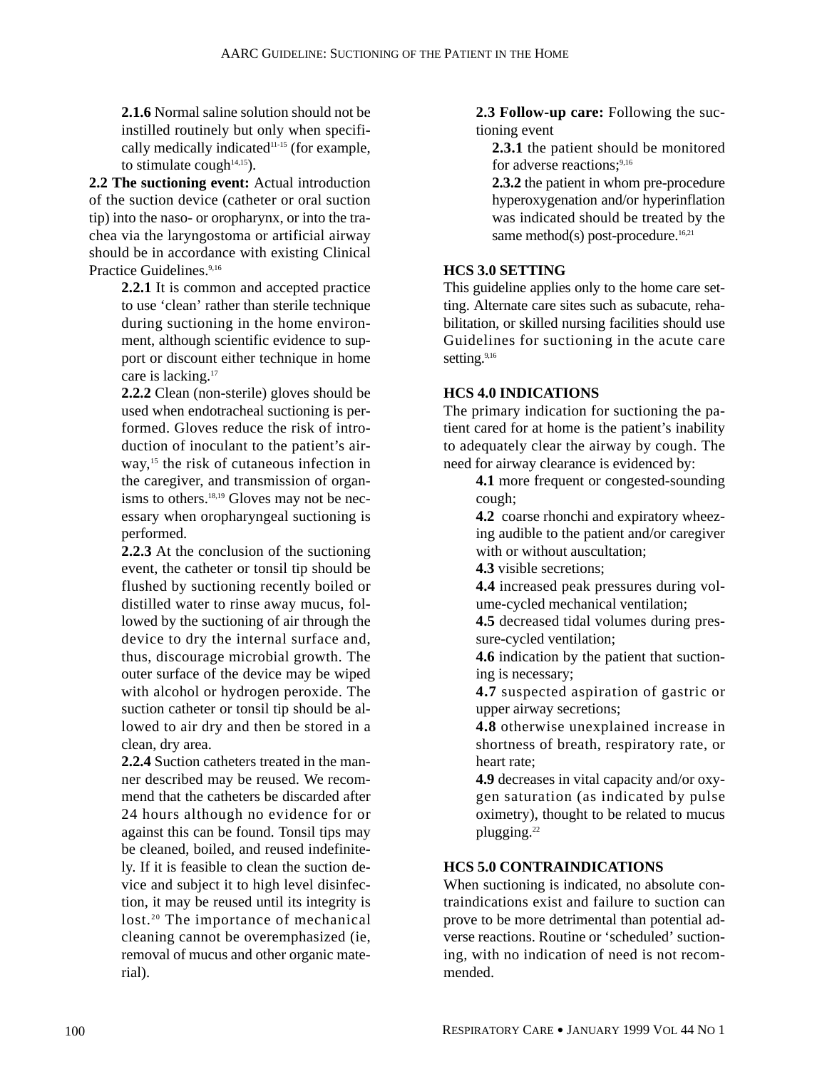**2.1.6** Normal saline solution should not be instilled routinely but only when specifically medically indicated[11-15] (for example, to stimulate cough[14,15]).

**2.2 The suctioning event:** Actual introduction of the suction device (catheter or oral suction tip) into the naso- or oropharynx, or into the trachea via the laryngostoma or artificial airway should be in accordance with existing Clinical Practice Guidelines.[9,16]

**2.2.1** It is common and accepted practice to use 'clean' rather than sterile technique during suctioning in the home environment, although scientific evidence to support or discount either technique in home care is lacking.[17]

**2.2.2** Clean (non-sterile) gloves should be used when endotracheal suctioning is performed. Gloves reduce the risk of introduction of inoculant to the patient's airway,[15] the risk of cutaneous infection in the caregiver, and transmission of organisms to others.[18,19] Gloves may not be necessary when oropharyngeal suctioning is performed.

**2.2.3** At the conclusion of the suctioning event, the catheter or tonsil tip should be flushed by suctioning recently boiled or distilled water to rinse away mucus, followed by the suctioning of air through the device to dry the internal surface and, thus, discourage microbial growth. The outer surface of the device may be wiped with alcohol or hydrogen peroxide. The suction catheter or tonsil tip should be allowed to air dry and then be stored in a clean, dry area.

**2.2.4** Suction catheters treated in the manner described may be reused. We recommend that the catheters be discarded after 24 hours although no evidence for or against this can be found. Tonsil tips may be cleaned, boiled, and reused indefinitely. If it is feasible to clean the suction device and subject it to high level disinfection, it may be reused until its integrity is lost.[20] The importance of mechanical cleaning cannot be overemphasized (ie, removal of mucus and other organic material).

**2.3 Follow-up care:** Following the suctioning event

**2.3.1** the patient should be monitored for adverse reactions;[9,16]

**2.3.2** the patient in whom pre-procedure hyperoxygenation and/or hyperinflation was indicated should be treated by the same method(s) post-procedure.[16,21]

## HCS 3.0 SETTING

This guideline applies only to the home care setting. Alternate care sites such as subacute, rehabilitation, or skilled nursing facilities should use Guidelines for suctioning in the acute care setting.[9,16]

## HCS 4.0 INDICATIONS

The primary indication for suctioning the patient cared for at home is the patient's inability to adequately clear the airway by cough. The need for airway clearance is evidenced by:

**4.1** more frequent or congested-sounding cough;

**4.2** coarse rhonchi and expiratory wheezing audible to the patient and/or caregiver with or without auscultation;

**4.3** visible secretions;

**4.4** increased peak pressures during volume-cycled mechanical ventilation;

**4.5** decreased tidal volumes during pressure-cycled ventilation;

**4.6** indication by the patient that suctioning is necessary;

**4.7** suspected aspiration of gastric or upper airway secretions;

**4.8** otherwise unexplained increase in shortness of breath, respiratory rate, or heart rate;

**4.9** decreases in vital capacity and/or oxygen saturation (as indicated by pulse oximetry), thought to be related to mucus plugging.[22]

## HCS 5.0 CONTRAINDICATIONS

When suctioning is indicated, no absolute contraindications exist and failure to suction can prove to be more detrimental than potential adverse reactions. Routine or 'scheduled' suctioning, with no indication of need is not recommended.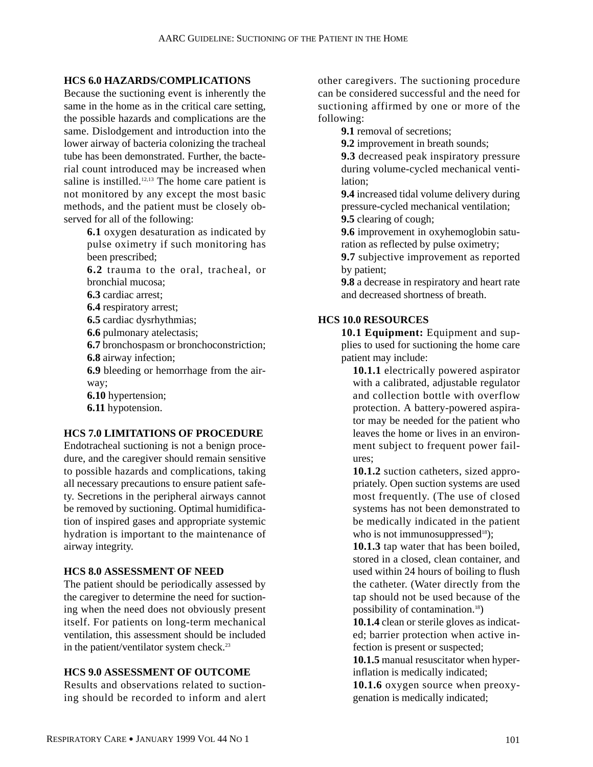### HCS 6.0 HAZARDS/COMPLICATIONS

Because the suctioning event is inherently the same in the home as in the critical care setting, the possible hazards and complications are the same. Dislodgement and introduction into the lower airway of bacteria colonizing the tracheal tube has been demonstrated. Further, the bacterial count introduced may be increased when saline is instilled.[12,13] The home care patient is not monitored by any except the most basic methods, and the patient must be closely observed for all of the following:

- **6.1** oxygen desaturation as indicated by pulse oximetry if such monitoring has been prescribed;
- **6.2** trauma to the oral, tracheal, or bronchial mucosa;
- **6.3** cardiac arrest;
- **6.4** respiratory arrest;
- **6.5** cardiac dysrhythmias;
- **6.6** pulmonary atelectasis;
- **6.7** bronchospasm or bronchoconstriction;
- **6.8** airway infection;
- **6.9** bleeding or hemorrhage from the airway;
- **6.10** hypertension;
- **6.11** hypotension.

### HCS 7.0 LIMITATIONS OF PROCEDURE

Endotracheal suctioning is not a benign procedure, and the caregiver should remain sensitive to possible hazards and complications, taking all necessary precautions to ensure patient safety. Secretions in the peripheral airways cannot be removed by suctioning. Optimal humidification of inspired gases and appropriate systemic hydration is important to the maintenance of airway integrity.

### HCS 8.0 ASSESSMENT OF NEED

The patient should be periodically assessed by the caregiver to determine the need for suctioning when the need does not obviously present itself. For patients on long-term mechanical ventilation, this assessment should be included in the patient/ventilator system check.[23]

### HCS 9.0 ASSESSMENT OF OUTCOME

Results and observations related to suctioning should be recorded to inform and alert other caregivers. The suctioning procedure can be considered successful and the need for suctioning affirmed by one or more of the following:

- **9.1** removal of secretions;
- **9.2** improvement in breath sounds;
- **9.3** decreased peak inspiratory pressure during volume-cycled mechanical ventilation;
- **9.4** increased tidal volume delivery during pressure-cycled mechanical ventilation;
- **9.5** clearing of cough;
- **9.6** improvement in oxyhemoglobin saturation as reflected by pulse oximetry;
- **9.7** subjective improvement as reported by patient;
- **9.8** a decrease in respiratory and heart rate and decreased shortness of breath.

### HCS 10.0 RESOURCES

**10.1 Equipment:** Equipment and supplies to used for suctioning the home care patient may include:

- **10.1.1** electrically powered aspirator with a calibrated, adjustable regulator and collection bottle with overflow protection. A battery-powered aspirator may be needed for the patient who leaves the home or lives in an environment subject to frequent power failures;
- **10.1.2** suction catheters, sized appropriately. Open suction systems are used most frequently. (The use of closed systems has not been demonstrated to be medically indicated in the patient who is not immunosuppressed[18]);
- **10.1.3** tap water that has been boiled, stored in a closed, clean container, and used within 24 hours of boiling to flush the catheter. (Water directly from the tap should not be used because of the possibility of contamination.[18])
- **10.1.4** clean or sterile gloves as indicated; barrier protection when active infection is present or suspected;
- **10.1.5** manual resuscitator when hyperinflation is medically indicated;
- **10.1.6** oxygen source when preoxygenation is medically indicated;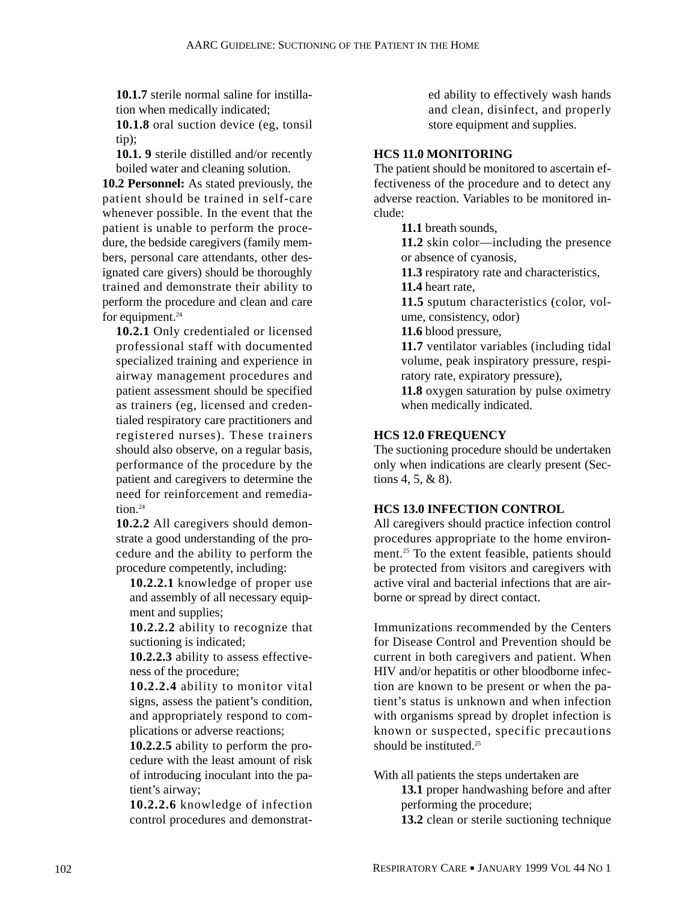**10.1.7** sterile normal saline for instillation when medically indicated;

**10.1.8** oral suction device (eg, tonsil tip);

**10.1. 9** sterile distilled and/or recently boiled water and cleaning solution.

**10.2 Personnel:** As stated previously, the patient should be trained in self-care whenever possible. In the event that the patient is unable to perform the procedure, the bedside caregivers (family members, personal care attendants, other designated care givers) should be thoroughly trained and demonstrate their ability to perform the procedure and clean and care for equipment.[24]

**10.2.1** Only credentialed or licensed professional staff with documented specialized training and experience in airway management procedures and patient assessment should be specified as trainers (eg, licensed and credentialed respiratory care practitioners and registered nurses). These trainers should also observe, on a regular basis, performance of the procedure by the patient and caregivers to determine the need for reinforcement and remediation.[24]

**10.2.2** All caregivers should demonstrate a good understanding of the procedure and the ability to perform the procedure competently, including:

**10.2.2.1** knowledge of proper use and assembly of all necessary equipment and supplies;

**10.2.2.2** ability to recognize that suctioning is indicated;

**10.2.2.3** ability to assess effectiveness of the procedure;

**10.2.2.4** ability to monitor vital signs, assess the patient's condition, and appropriately respond to complications or adverse reactions;

**10.2.2.5** ability to perform the procedure with the least amount of risk of introducing inoculant into the patient's airway;

**10.2.2.6** knowledge of infection control procedures and demonstrated ability to effectively wash hands and clean, disinfect, and properly store equipment and supplies.

**HCS 11.0 MONITORING**

The patient should be monitored to ascertain effectiveness of the procedure and to detect any adverse reaction. Variables to be monitored include:

**11.1** breath sounds,

**11.2** skin color—including the presence or absence of cyanosis,

**11.3** respiratory rate and characteristics,

**11.4** heart rate,

**11.5** sputum characteristics (color, volume, consistency, odor)

**11.6** blood pressure,

**11.7** ventilator variables (including tidal volume, peak inspiratory pressure, respiratory rate, expiratory pressure),

**11.8** oxygen saturation by pulse oximetry when medically indicated.

**HCS 12.0 FREQUENCY**

The suctioning procedure should be undertaken only when indications are clearly present (Sections 4, 5, & 8).

**HCS 13.0 INFECTION CONTROL**

All caregivers should practice infection control procedures appropriate to the home environment.[25] To the extent feasible, patients should be protected from visitors and caregivers with active viral and bacterial infections that are airborne or spread by direct contact.

Immunizations recommended by the Centers for Disease Control and Prevention should be current in both caregivers and patient. When HIV and/or hepatitis or other bloodborne infection are known to be present or when the patient's status is unknown and when infection with organisms spread by droplet infection is known or suspected, specific precautions should be instituted.[25]

With all patients the steps undertaken are

**13.1** proper handwashing before and after performing the procedure;

**13.2** clean or sterile suctioning technique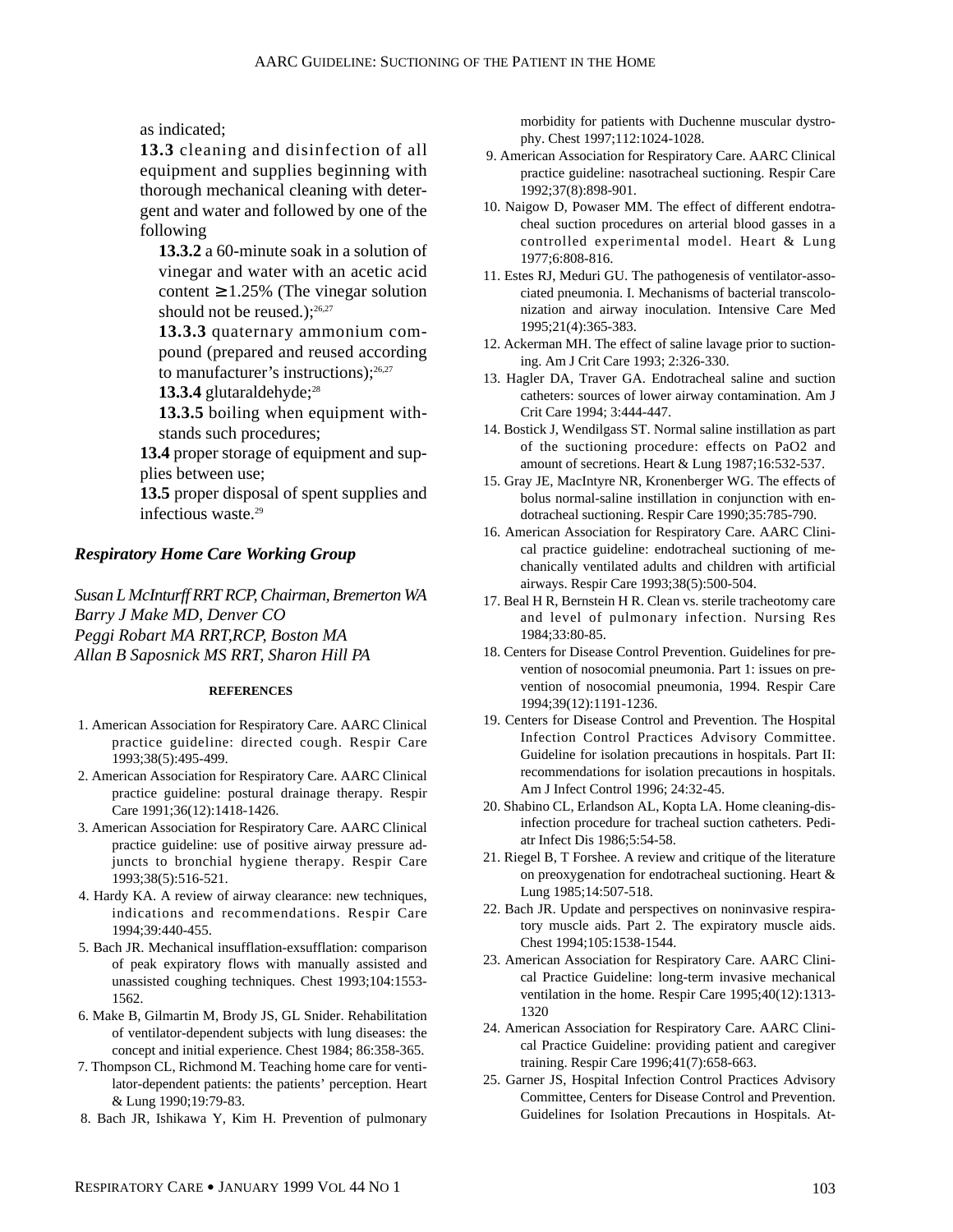as indicated;

**13.3** cleaning and disinfection of all equipment and supplies beginning with thorough mechanical cleaning with detergent and water and followed by one of the following

**13.3.2** a 60-minute soak in a solution of vinegar and water with an acetic acid content ≥1.25% (The vinegar solution should not be reused.);[26,27]

**13.3.3** quaternary ammonium compound (prepared and reused according to manufacturer's instructions);[26,27]

**13.3.4** glutaraldehyde;[28]

**13.3.5** boiling when equipment withstands such procedures;

**13.4** proper storage of equipment and supplies between use;

**13.5** proper disposal of spent supplies and infectious waste.[29]

### *Respiratory Home Care Working Group*

*Susan L McInturff RRT RCP, Chairman, Bremerton WA*
*Barry J Make MD, Denver CO*
*Peggi Robart MA RRT,RCP, Boston MA*
*Allan B Saposnick MS RRT, Sharon Hill PA*

#### REFERENCES

1. American Association for Respiratory Care. AARC Clinical practice guideline: directed cough. Respir Care 1993;38(5):495-499.
2. American Association for Respiratory Care. AARC Clinical practice guideline: postural drainage therapy. Respir Care 1991;36(12):1418-1426.
3. American Association for Respiratory Care. AARC Clinical practice guideline: use of positive airway pressure adjuncts to bronchial hygiene therapy. Respir Care 1993;38(5):516-521.
4. Hardy KA. A review of airway clearance: new techniques, indications and recommendations. Respir Care 1994;39:440-455.
5. Bach JR. Mechanical insufflation-exsufflation: comparison of peak expiratory flows with manually assisted and unassisted coughing techniques. Chest 1993;104:1553-1562.
6. Make B, Gilmartin M, Brody JS, GL Snider. Rehabilitation of ventilator-dependent subjects with lung diseases: the concept and initial experience. Chest 1984; 86:358-365.
7. Thompson CL, Richmond M. Teaching home care for ventilator-dependent patients: the patients' perception. Heart & Lung 1990;19:79-83.
8. Bach JR, Ishikawa Y, Kim H. Prevention of pulmonary morbidity for patients with Duchenne muscular dystrophy. Chest 1997;112:1024-1028.
9. American Association for Respiratory Care. AARC Clinical practice guideline: nasotracheal suctioning. Respir Care 1992;37(8):898-901.
10. Naigow D, Powaser MM. The effect of different endotracheal suction procedures on arterial blood gasses in a controlled experimental model. Heart & Lung 1977;6:808-816.
11. Estes RJ, Meduri GU. The pathogenesis of ventilator-associated pneumonia. I. Mechanisms of bacterial transcolonization and airway inoculation. Intensive Care Med 1995;21(4):365-383.
12. Ackerman MH. The effect of saline lavage prior to suctioning. Am J Crit Care 1993; 2:326-330.
13. Hagler DA, Traver GA. Endotracheal saline and suction catheters: sources of lower airway contamination. Am J Crit Care 1994; 3:444-447.
14. Bostick J, Wendilgass ST. Normal saline instillation as part of the suctioning procedure: effects on PaO2 and amount of secretions. Heart & Lung 1987;16:532-537.
15. Gray JE, MacIntyre NR, Kronenberger WG. The effects of bolus normal-saline instillation in conjunction with endotracheal suctioning. Respir Care 1990;35:785-790.
16. American Association for Respiratory Care. AARC Clinical practice guideline: endotracheal suctioning of mechanically ventilated adults and children with artificial airways. Respir Care 1993;38(5):500-504.
17. Beal H R, Bernstein H R. Clean vs. sterile tracheotomy care and level of pulmonary infection. Nursing Res 1984;33:80-85.
18. Centers for Disease Control Prevention. Guidelines for prevention of nosocomial pneumonia. Part 1: issues on prevention of nosocomial pneumonia, 1994. Respir Care 1994;39(12):1191-1236.
19. Centers for Disease Control and Prevention. The Hospital Infection Control Practices Advisory Committee. Guideline for isolation precautions in hospitals. Part II: recommendations for isolation precautions in hospitals. Am J Infect Control 1996; 24:32-45.
20. Shabino CL, Erlandson AL, Kopta LA. Home cleaning-disinfection procedure for tracheal suction catheters. Pediatr Infect Dis 1986;5:54-58.
21. Riegel B, T Forshee. A review and critique of the literature on preoxygenation for endotracheal suctioning. Heart & Lung 1985;14:507-518.
22. Bach JR. Update and perspectives on noninvasive respiratory muscle aids. Part 2. The expiratory muscle aids. Chest 1994;105:1538-1544.
23. American Association for Respiratory Care. AARC Clinical Practice Guideline: long-term invasive mechanical ventilation in the home. Respir Care 1995;40(12):1313-1320
24. American Association for Respiratory Care. AARC Clinical Practice Guideline: providing patient and caregiver training. Respir Care 1996;41(7):658-663.
25. Garner JS, Hospital Infection Control Practices Advisory Committee, Centers for Disease Control and Prevention. Guidelines for Isolation Precautions in Hospitals. At-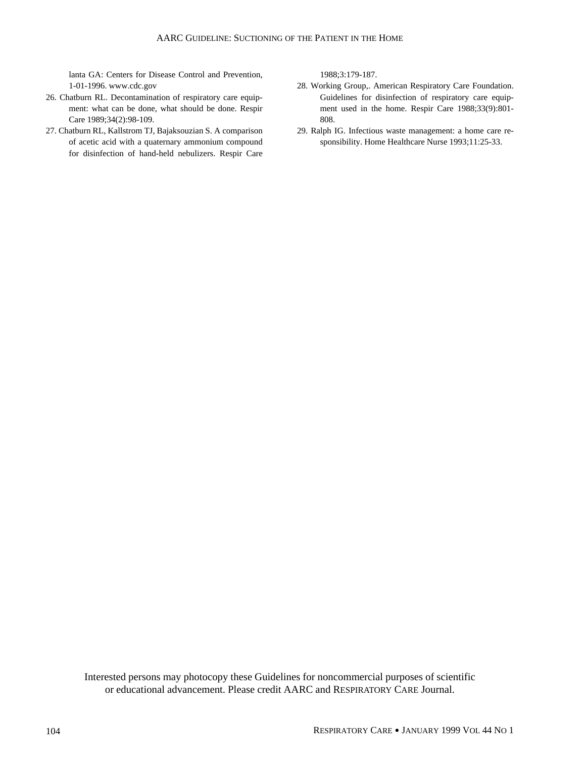lanta GA: Centers for Disease Control and Prevention, 1-01-1996. www.cdc.gov

26. Chatburn RL. Decontamination of respiratory care equipment: what can be done, what should be done. Respir Care 1989;34(2):98-109.
27. Chatburn RL, Kallstrom TJ, Bajaksouzian S. A comparison of acetic acid with a quaternary ammonium compound for disinfection of hand-held nebulizers. Respir Care 1988;3:179-187.
28. Working Group,. American Respiratory Care Foundation. Guidelines for disinfection of respiratory care equipment used in the home. Respir Care 1988;33(9):801-808.
29. Ralph IG. Infectious waste management: a home care responsibility. Home Healthcare Nurse 1993;11:25-33.

Interested persons may photocopy these Guidelines for noncommercial purposes of scientific or educational advancement. Please credit AARC and RESPIRATORY CARE Journal.